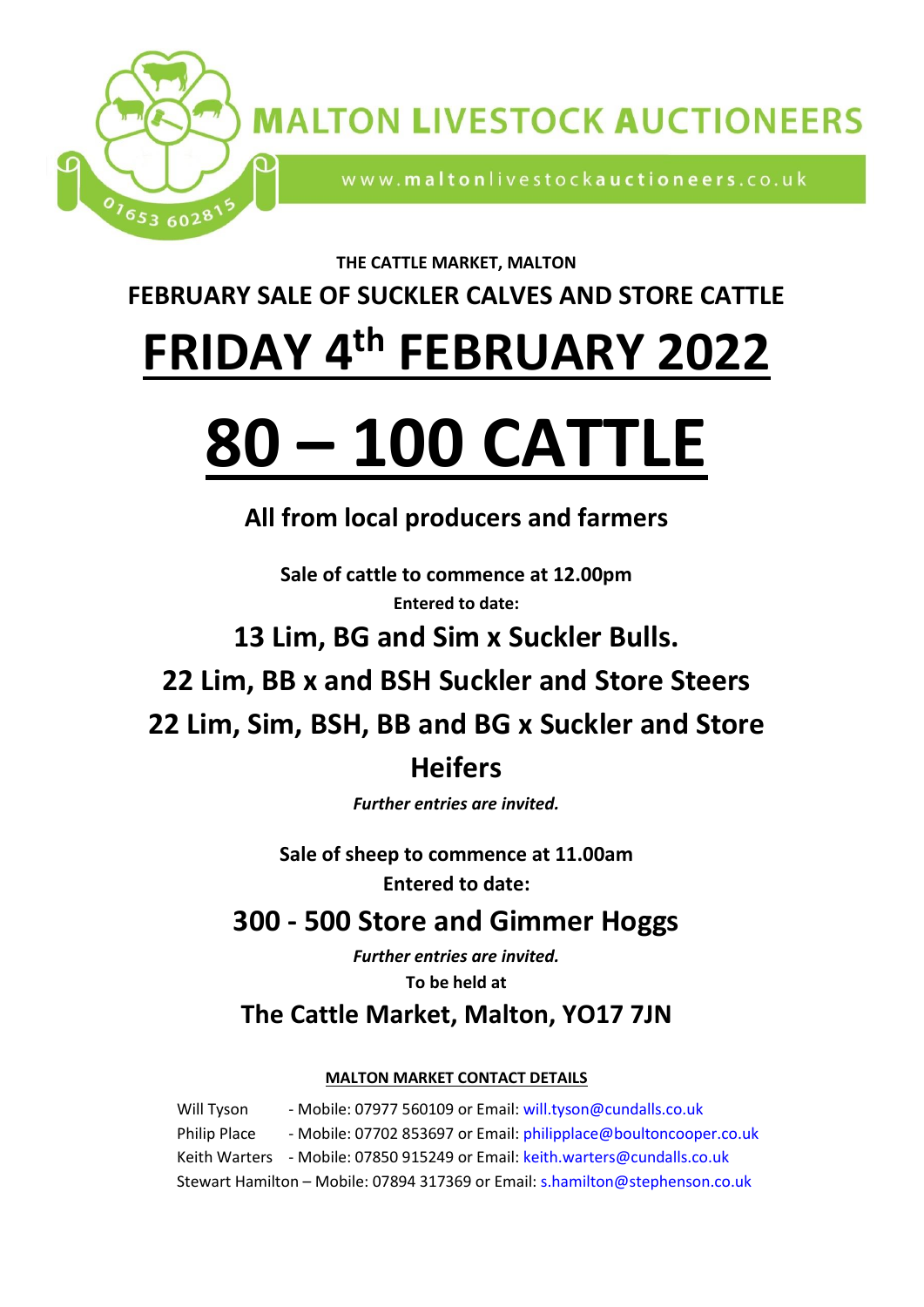# MALTON LIVESTOCK AUCTIONEERS

www.maltonlivestockauctioneers.co.uk

01653 602815

**THE CATTLE MARKET, MALTON**

**FEBRUARY SALE OF SUCKLER CALVES AND STORE CATTLE**

# FRIDAY 4th FEBRUARY 2022

# 80 – 100 CATTLE

## All from local producers and farmers

**Sale of cattle to commence at 12.00pm**

**Entered to date:**

## 13 Lim, BG and Sim x Suckler Bulls.

## 22 Lim, BB x and BSH Suckler and Store Steers

## 22 Lim, Sim, BSH, BB and BG x Suckler and Store Heifers

***Further entries are invited.***

**Sale of sheep to commence at 11.00am**

**Entered to date:**

## 300 - 500 Store and Gimmer Hoggs

***Further entries are invited.***

**To be held at**

## The Cattle Market, Malton, YO17 7JN

**MALTON MARKET CONTACT DETAILS**

Will Tyson - Mobile: 07977 560109 or Email: will.tyson@cundalls.co.uk

Philip Place - Mobile: 07702 853697 or Email: philipplace@boultoncooper.co.uk

Keith Warters - Mobile: 07850 915249 or Email: keith.warters@cundalls.co.uk

Stewart Hamilton – Mobile: 07894 317369 or Email: s.hamilton@stephenson.co.uk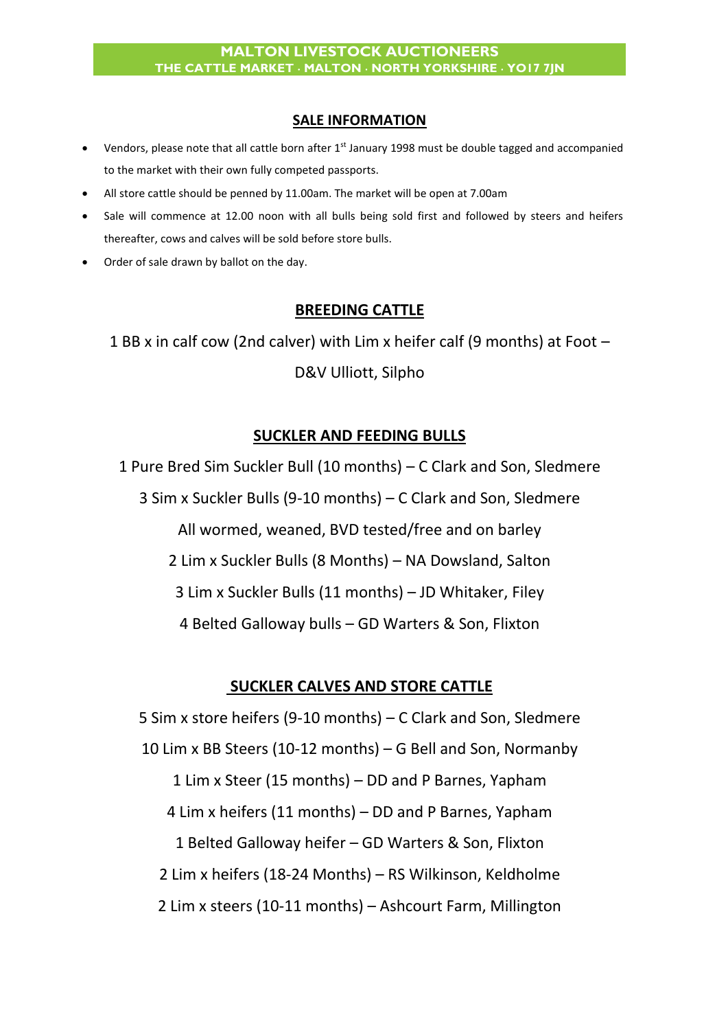# MALTON LIVESTOCK AUCTIONEERS
THE CATTLE MARKET · MALTON · NORTH YORKSHIRE · YO17 7JN

## SALE INFORMATION

- Vendors, please note that all cattle born after 1st January 1998 must be double tagged and accompanied to the market with their own fully competed passports.
- All store cattle should be penned by 11.00am. The market will be open at 7.00am
- Sale will commence at 12.00 noon with all bulls being sold first and followed by steers and heifers thereafter, cows and calves will be sold before store bulls.
- Order of sale drawn by ballot on the day.

## BREEDING CATTLE

1 BB x in calf cow (2nd calver) with Lim x heifer calf (9 months) at Foot – D&V Ulliott, Silpho

## SUCKLER AND FEEDING BULLS

1 Pure Bred Sim Suckler Bull (10 months) – C Clark and Son, Sledmere

3 Sim x Suckler Bulls (9-10 months) – C Clark and Son, Sledmere

All wormed, weaned, BVD tested/free and on barley

2 Lim x Suckler Bulls (8 Months) – NA Dowsland, Salton

3 Lim x Suckler Bulls (11 months) – JD Whitaker, Filey

4 Belted Galloway bulls – GD Warters & Son, Flixton

## SUCKLER CALVES AND STORE CATTLE

5 Sim x store heifers (9-10 months) – C Clark and Son, Sledmere

10 Lim x BB Steers (10-12 months) – G Bell and Son, Normanby

1 Lim x Steer (15 months) – DD and P Barnes, Yapham

4 Lim x heifers (11 months) – DD and P Barnes, Yapham

1 Belted Galloway heifer – GD Warters & Son, Flixton

2 Lim x heifers (18-24 Months) – RS Wilkinson, Keldholme

2 Lim x steers (10-11 months) – Ashcourt Farm, Millington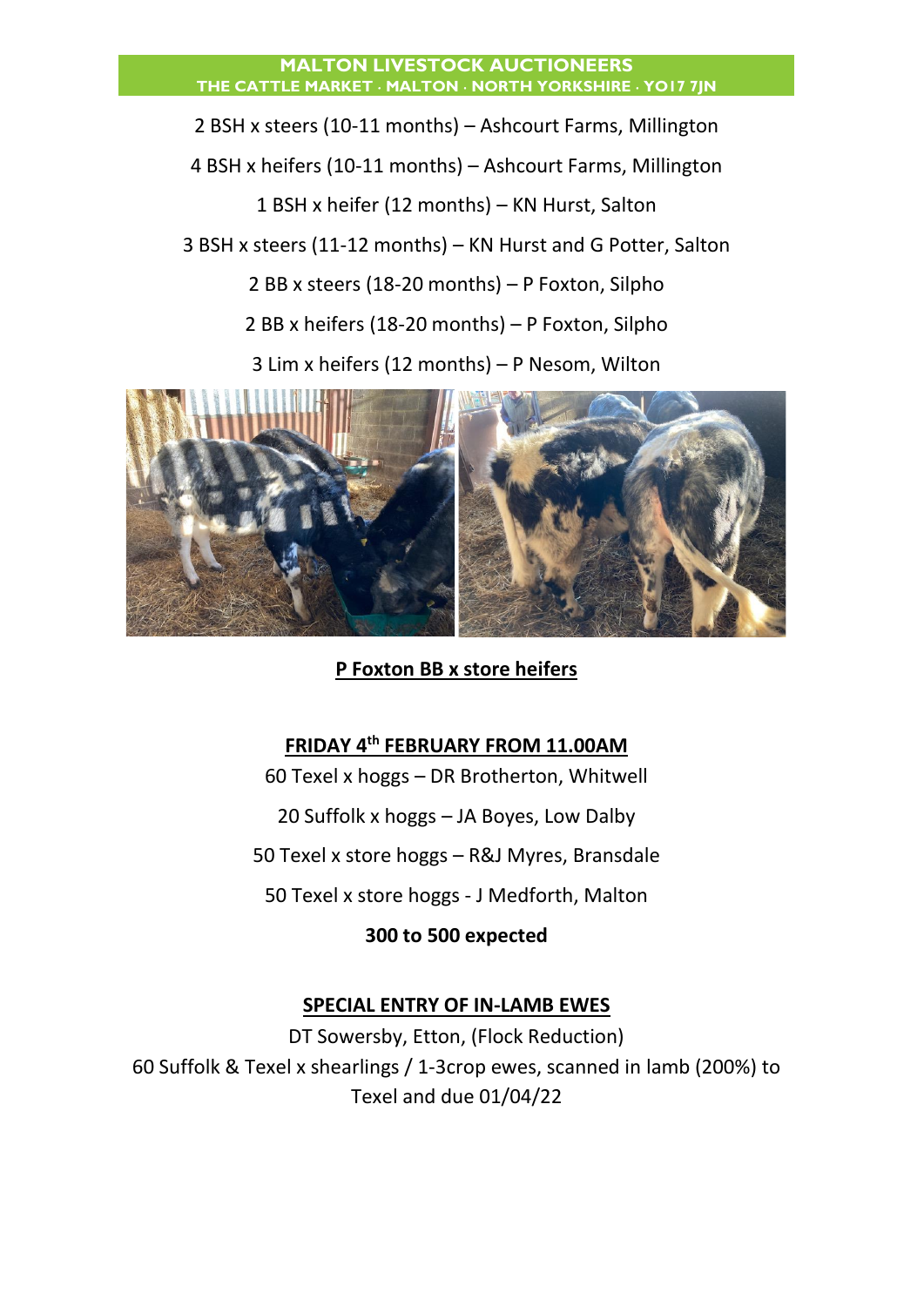2 BSH x steers (10-11 months) – Ashcourt Farms, Millington

4 BSH x heifers (10-11 months) – Ashcourt Farms, Millington

1 BSH x heifer (12 months) – KN Hurst, Salton

3 BSH x steers (11-12 months) – KN Hurst and G Potter, Salton

2 BB x steers (18-20 months) – P Foxton, Silpho

2 BB x heifers (18-20 months) – P Foxton, Silpho

3 Lim x heifers (12 months) – P Nesom, Wilton

**P Foxton BB x store heifers**

## FRIDAY 4th FEBRUARY FROM 11.00AM

60 Texel x hoggs – DR Brotherton, Whitwell

20 Suffolk x hoggs – JA Boyes, Low Dalby

50 Texel x store hoggs – R&J Myres, Bransdale

50 Texel x store hoggs - J Medforth, Malton

**300 to 500 expected**

## SPECIAL ENTRY OF IN-LAMB EWES

DT Sowersby, Etton, (Flock Reduction)

60 Suffolk & Texel x shearlings / 1-3crop ewes, scanned in lamb (200%) to Texel and due 01/04/22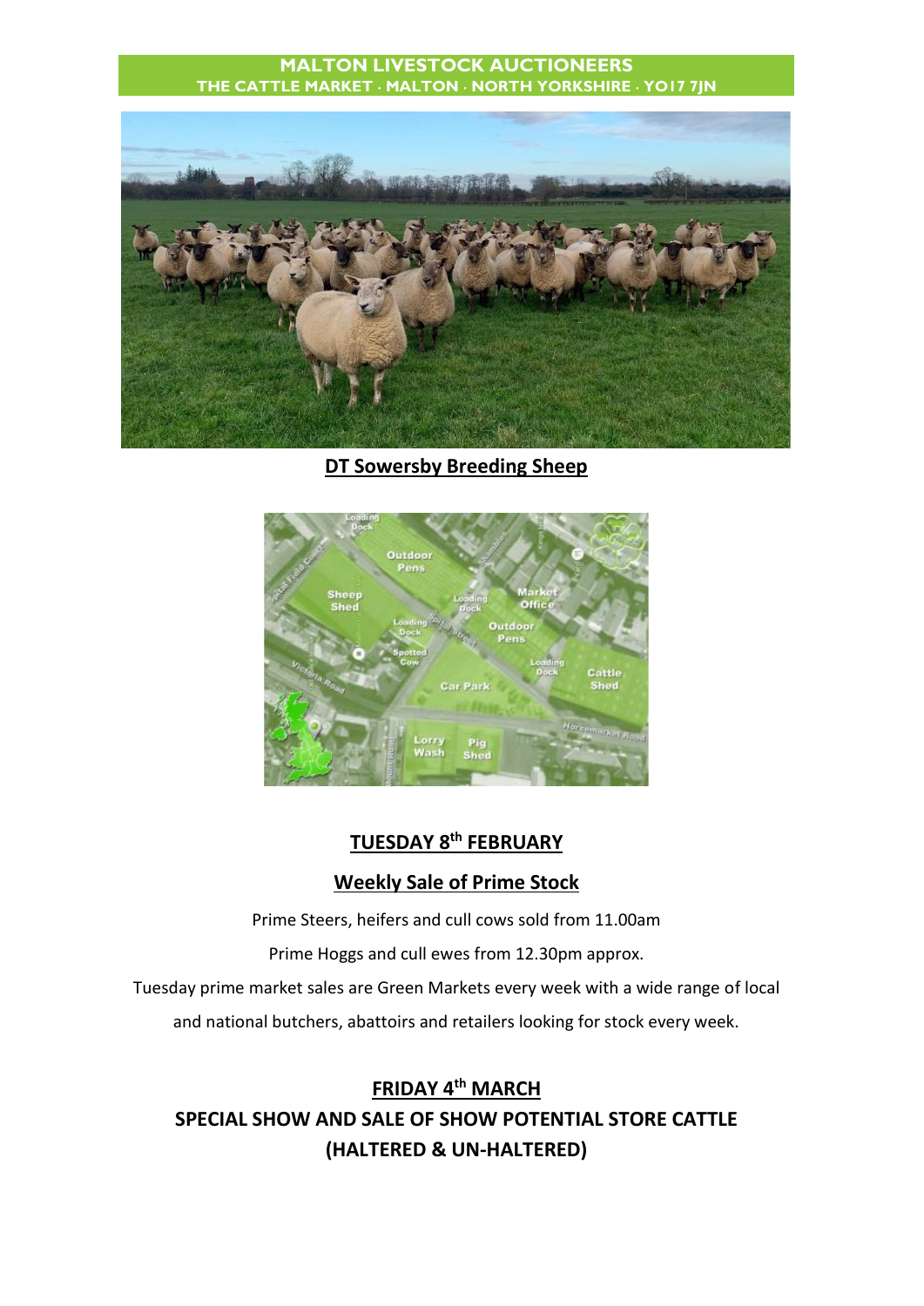**MALTON LIVESTOCK AUCTIONEERS**
**THE CATTLE MARKET · MALTON · NORTH YORKSHIRE · YO17 7JN**

**DT Sowersby Breeding Sheep**

Loading Dock
Outdoor Pens
Sheep Shed
Loading Dock
Market Office
Loading Dock
Outdoor Pens
Spotted Cow
Loading Dock
Cattle Shed
Car Park
Lorry Wash
Pig Shed

## TUESDAY 8th FEBRUARY

## Weekly Sale of Prime Stock

Prime Steers, heifers and cull cows sold from 11.00am

Prime Hoggs and cull ewes from 12.30pm approx.

Tuesday prime market sales are Green Markets every week with a wide range of local and national butchers, abattoirs and retailers looking for stock every week.

## FRIDAY 4th MARCH

**SPECIAL SHOW AND SALE OF SHOW POTENTIAL STORE CATTLE (HALTERED & UN-HALTERED)**